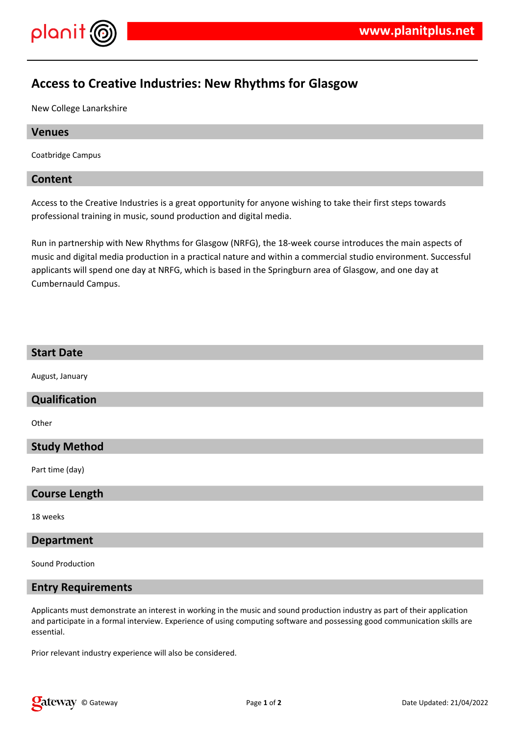# Access to Creative Industries: New Rhythms for Glasgow

New College Lanarkshire

## Venues

Coatbridge Campus

## Content

Access to the Creative Industries is a great opportunity for anyone wishing to take their first steps towards professional training in music, sound production and digital media.

Run in partnership with New Rhythms for Glasgow (NRFG), the 18-week course introduces the main aspects of music and digital media production in a practical nature and within a commercial studio environment. Successful applicants will spend one day at NRFG, which is based in the Springburn area of Glasgow, and one day at Cumbernauld Campus.

## Start Date

August, January

## Qualification

Other

## Study Method

Part time (day)

## Course Length

18 weeks

## Department

Sound Production

## Entry Requirements

Applicants must demonstrate an interest in working in the music and sound production industry as part of their application and participate in a formal interview. Experience of using computing software and possessing good communication skills are essential.

Prior relevant industry experience will also be considered.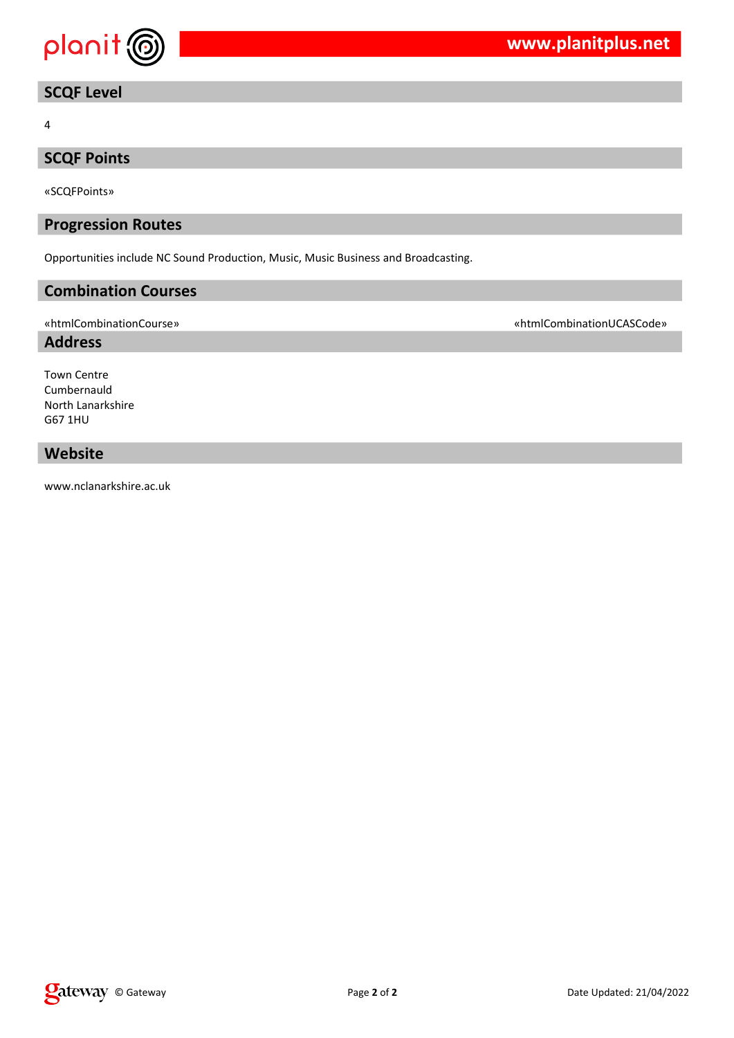## SCQF Level

4

## SCQF Points

«SCQFPoints»

## Progression Routes

Opportunities include NC Sound Production, Music, Music Business and Broadcasting.

## Combination Courses

«htmlCombinationCourse» «htmlCombinationUCASCode»

## Address

Town Centre
Cumbernauld
North Lanarkshire
G67 1HU

## Website

www.nclanarkshire.ac.uk